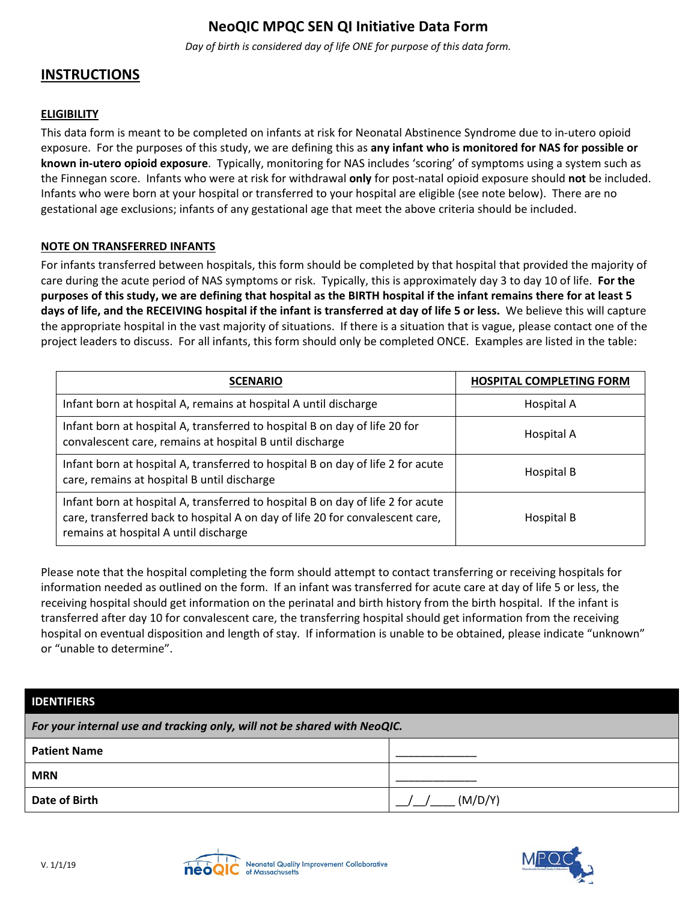# NeoQIC MPQC SEN QI Initiative Data Form

*Day of birth is considered day of life ONE for purpose of this data form.*

## INSTRUCTIONS

### ELIGIBILITY

This data form is meant to be completed on infants at risk for Neonatal Abstinence Syndrome due to in-utero opioid exposure. For the purposes of this study, we are defining this as **any infant who is monitored for NAS for possible or known in-utero opioid exposure**. Typically, monitoring for NAS includes 'scoring' of symptoms using a system such as the Finnegan score. Infants who were at risk for withdrawal **only** for post-natal opioid exposure should **not** be included. Infants who were born at your hospital or transferred to your hospital are eligible (see note below). There are no gestational age exclusions; infants of any gestational age that meet the above criteria should be included.

### NOTE ON TRANSFERRED INFANTS

For infants transferred between hospitals, this form should be completed by that hospital that provided the majority of care during the acute period of NAS symptoms or risk. Typically, this is approximately day 3 to day 10 of life. **For the purposes of this study, we are defining that hospital as the BIRTH hospital if the infant remains there for at least 5 days of life, and the RECEIVING hospital if the infant is transferred at day of life 5 or less.** We believe this will capture the appropriate hospital in the vast majority of situations. If there is a situation that is vague, please contact one of the project leaders to discuss. For all infants, this form should only be completed ONCE. Examples are listed in the table:

| SCENARIO | HOSPITAL COMPLETING FORM |
|---|---|
| Infant born at hospital A, remains at hospital A until discharge | Hospital A |
| Infant born at hospital A, transferred to hospital B on day of life 20 for convalescent care, remains at hospital B until discharge | Hospital A |
| Infant born at hospital A, transferred to hospital B on day of life 2 for acute care, remains at hospital B until discharge | Hospital B |
| Infant born at hospital A, transferred to hospital B on day of life 2 for acute care, transferred back to hospital A on day of life 20 for convalescent care, remains at hospital A until discharge | Hospital B |

Please note that the hospital completing the form should attempt to contact transferring or receiving hospitals for information needed as outlined on the form. If an infant was transferred for acute care at day of life 5 or less, the receiving hospital should get information on the perinatal and birth history from the birth hospital. If the infant is transferred after day 10 for convalescent care, the transferring hospital should get information from the receiving hospital on eventual disposition and length of stay. If information is unable to be obtained, please indicate "unknown" or "unable to determine".

| IDENTIFIERS | |
|---|---|
| *For your internal use and tracking only, will not be shared with NeoQIC.* | |
| **Patient Name** | _____________ |
| **MRN** | _____________ |
| **Date of Birth** | __/__/____ (M/D/Y) |

V. 1/1/19

Neonatal Quality Improvement Collaborative of Massachusetts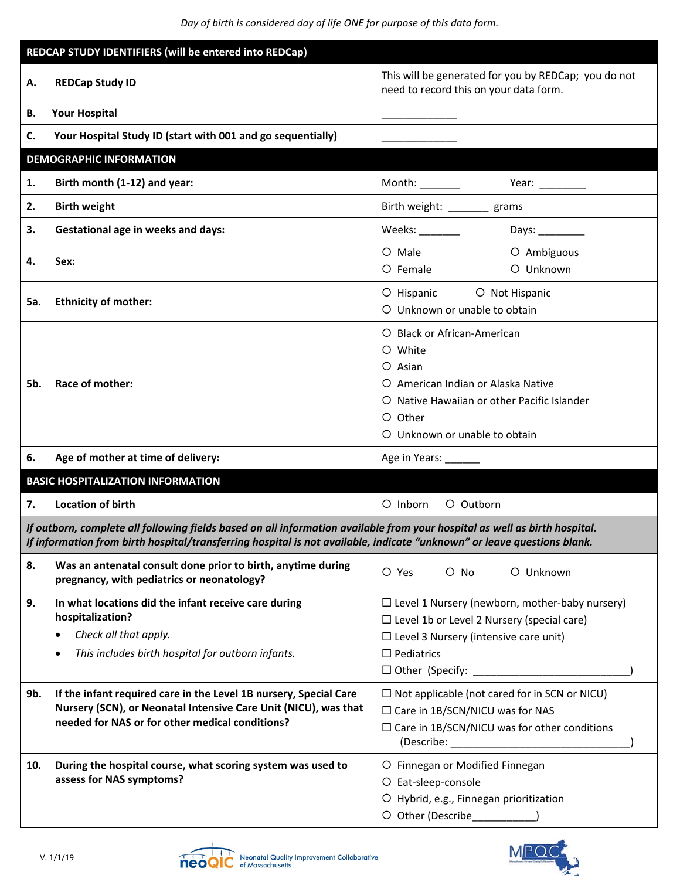*Day of birth is considered day of life ONE for purpose of this data form.*

| **REDCAP STUDY IDENTIFIERS (will be entered into REDCap)** | |
|---|---|
| **A. REDCap Study ID** | This will be generated for you by REDCap; you do not need to record this on your data form. |
| **B. Your Hospital** | _____________ |
| **C. Your Hospital Study ID (start with 001 and go sequentially)** | _____________ |
| **DEMOGRAPHIC INFORMATION** | |
| **1. Birth month (1-12) and year:** | Month: _______ Year: ________ |
| **2. Birth weight** | Birth weight: _______ grams |
| **3. Gestational age in weeks and days:** | Weeks: _______ Days: ________ |
| **4. Sex:** | ○ Male ○ Ambiguous<br>○ Female ○ Unknown |
| **5a. Ethnicity of mother:** | ○ Hispanic ○ Not Hispanic<br>○ Unknown or unable to obtain |
| **5b. Race of mother:** | ○ Black or African-American<br>○ White<br>○ Asian<br>○ American Indian or Alaska Native<br>○ Native Hawaiian or other Pacific Islander<br>○ Other<br>○ Unknown or unable to obtain |
| **6. Age of mother at time of delivery:** | Age in Years: ______ |
| **BASIC HOSPITALIZATION INFORMATION** | |
| **7. Location of birth** | ○ Inborn ○ Outborn |
| ***If outborn, complete all following fields based on all information available from your hospital as well as birth hospital. If information from birth hospital/transferring hospital is not available, indicate "unknown" or leave questions blank.*** | |
| **8. Was an antenatal consult done prior to birth, anytime during pregnancy, with pediatrics or neonatology?** | ○ Yes ○ No ○ Unknown |
| **9. In what locations did the infant receive care during hospitalization?**<br>• *Check all that apply.*<br>• *This includes birth hospital for outborn infants.* | ☐ Level 1 Nursery (newborn, mother-baby nursery)<br>☐ Level 1b or Level 2 Nursery (special care)<br>☐ Level 3 Nursery (intensive care unit)<br>☐ Pediatrics<br>☐ Other (Specify: ___________________________) |
| **9b. If the infant required care in the Level 1B nursery, Special Care Nursery (SCN), or Neonatal Intensive Care Unit (NICU), was that needed for NAS or for other medical conditions?** | ☐ Not applicable (not cared for in SCN or NICU)<br>☐ Care in 1B/SCN/NICU was for NAS<br>☐ Care in 1B/SCN/NICU was for other conditions (Describe: ______________________________) |
| **10. During the hospital course, what scoring system was used to assess for NAS symptoms?** | ○ Finnegan or Modified Finnegan<br>○ Eat-sleep-console<br>○ Hybrid, e.g., Finnegan prioritization<br>○ Other (Describe___________) |

V. 1/1/19

neoQIC Neonatal Quality Improvement Collaborative of Massachusetts

MPQC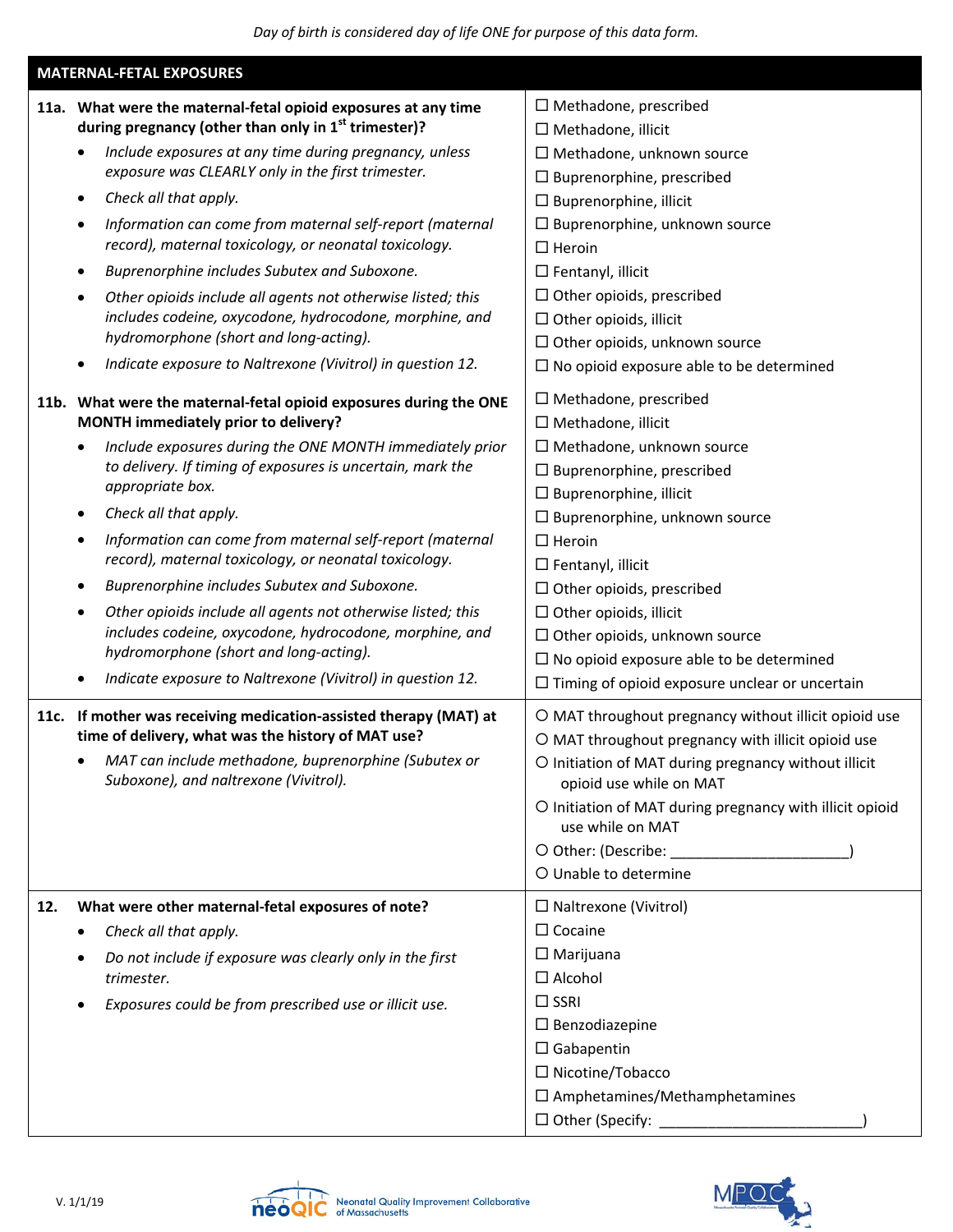*Day of birth is considered day of life ONE for purpose of this data form.*

## MATERNAL-FETAL EXPOSURES

| | |
|---|---|
| **11a. What were the maternal-fetal opioid exposures at any time during pregnancy (other than only in 1st trimester)?**<br>• *Include exposures at any time during pregnancy, unless exposure was CLEARLY only in the first trimester.*<br>• *Check all that apply.*<br>• *Information can come from maternal self-report (maternal record), maternal toxicology, or neonatal toxicology.*<br>• *Buprenorphine includes Subutex and Suboxone.*<br>• *Other opioids include all agents not otherwise listed; this includes codeine, oxycodone, hydrocodone, morphine, and hydromorphone (short and long-acting).*<br>• *Indicate exposure to Naltrexone (Vivitrol) in question 12.* | ☐ Methadone, prescribed<br>☐ Methadone, illicit<br>☐ Methadone, unknown source<br>☐ Buprenorphine, prescribed<br>☐ Buprenorphine, illicit<br>☐ Buprenorphine, unknown source<br>☐ Heroin<br>☐ Fentanyl, illicit<br>☐ Other opioids, prescribed<br>☐ Other opioids, illicit<br>☐ Other opioids, unknown source<br>☐ No opioid exposure able to be determined |
| **11b. What were the maternal-fetal opioid exposures during the ONE MONTH immediately prior to delivery?**<br>• *Include exposures during the ONE MONTH immediately prior to delivery. If timing of exposures is uncertain, mark the appropriate box.*<br>• *Check all that apply.*<br>• *Information can come from maternal self-report (maternal record), maternal toxicology, or neonatal toxicology.*<br>• *Buprenorphine includes Subutex and Suboxone.*<br>• *Other opioids include all agents not otherwise listed; this includes codeine, oxycodone, hydrocodone, morphine, and hydromorphone (short and long-acting).*<br>• *Indicate exposure to Naltrexone (Vivitrol) in question 12.* | ☐ Methadone, prescribed<br>☐ Methadone, illicit<br>☐ Methadone, unknown source<br>☐ Buprenorphine, prescribed<br>☐ Buprenorphine, illicit<br>☐ Buprenorphine, unknown source<br>☐ Heroin<br>☐ Fentanyl, illicit<br>☐ Other opioids, prescribed<br>☐ Other opioids, illicit<br>☐ Other opioids, unknown source<br>☐ No opioid exposure able to be determined<br>☐ Timing of opioid exposure unclear or uncertain |
| **11c. If mother was receiving medication-assisted therapy (MAT) at time of delivery, what was the history of MAT use?**<br>• *MAT can include methadone, buprenorphine (Subutex or Suboxone), and naltrexone (Vivitrol).* | ○ MAT throughout pregnancy without illicit opioid use<br>○ MAT throughout pregnancy with illicit opioid use<br>○ Initiation of MAT during pregnancy without illicit opioid use while on MAT<br>○ Initiation of MAT during pregnancy with illicit opioid use while on MAT<br>○ Other: (Describe: ____________________)<br>○ Unable to determine |
| **12. What were other maternal-fetal exposures of note?**<br>• *Check all that apply.*<br>• *Do not include if exposure was clearly only in the first trimester.*<br>• *Exposures could be from prescribed use or illicit use.* | ☐ Naltrexone (Vivitrol)<br>☐ Cocaine<br>☐ Marijuana<br>☐ Alcohol<br>☐ SSRI<br>☐ Benzodiazepine<br>☐ Gabapentin<br>☐ Nicotine/Tobacco<br>☐ Amphetamines/Methamphetamines<br>☐ Other (Specify: ______________________) |

V. 1/1/19

neoQIC Neonatal Quality Improvement Collaborative of Massachusetts

MPQC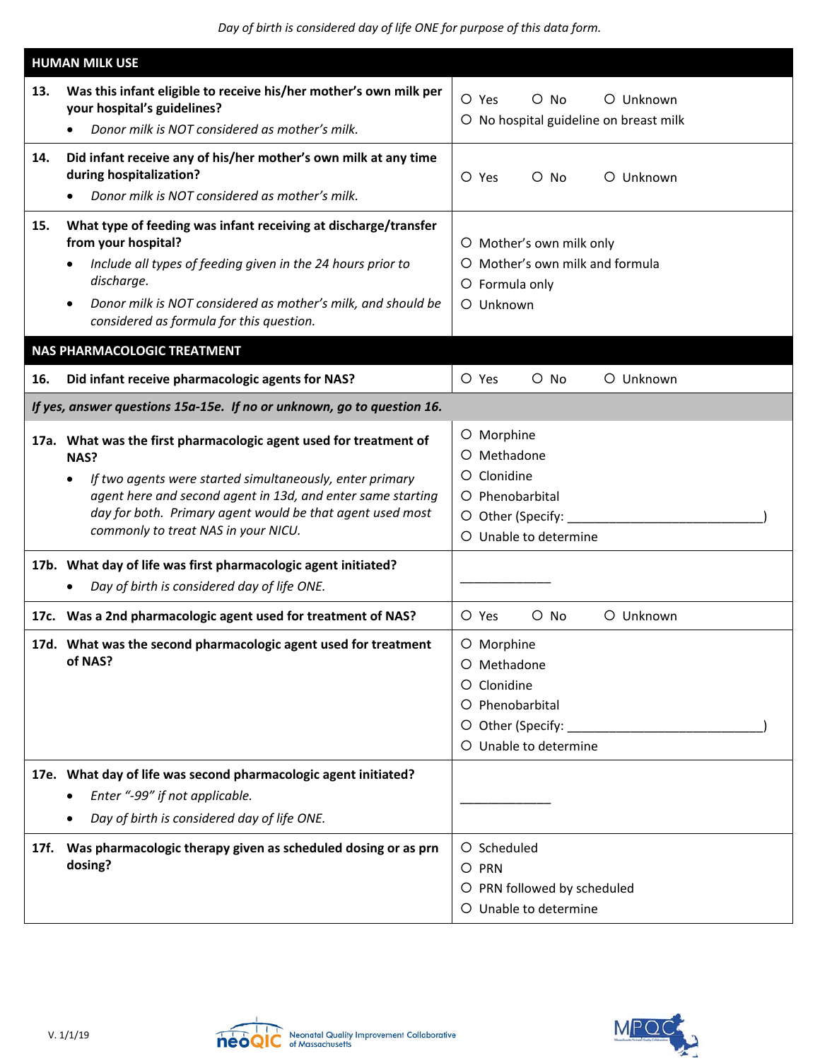*Day of birth is considered day of life ONE for purpose of this data form.*

| **HUMAN MILK USE** | |
|---|---|
| **13. Was this infant eligible to receive his/her mother's own milk per your hospital's guidelines?**<br>• *Donor milk is NOT considered as mother's milk.* | ○ Yes ○ No ○ Unknown<br>○ No hospital guideline on breast milk |
| **14. Did infant receive any of his/her mother's own milk at any time during hospitalization?**<br>• *Donor milk is NOT considered as mother's milk.* | ○ Yes ○ No ○ Unknown |
| **15. What type of feeding was infant receiving at discharge/transfer from your hospital?**<br>• *Include all types of feeding given in the 24 hours prior to discharge.*<br>• *Donor milk is NOT considered as mother's milk, and should be considered as formula for this question.* | ○ Mother's own milk only<br>○ Mother's own milk and formula<br>○ Formula only<br>○ Unknown |
| **NAS PHARMACOLOGIC TREATMENT** | |
| **16. Did infant receive pharmacologic agents for NAS?** | ○ Yes ○ No ○ Unknown |
| ***If yes, answer questions 15a-15e. If no or unknown, go to question 16.*** | |
| **17a. What was the first pharmacologic agent used for treatment of NAS?**<br>• *If two agents were started simultaneously, enter primary agent here and second agent in 13d, and enter same starting day for both. Primary agent would be that agent used most commonly to treat NAS in your NICU.* | ○ Morphine<br>○ Methadone<br>○ Clonidine<br>○ Phenobarbital<br>○ Other (Specify: ____________________________)<br>○ Unable to determine |
| **17b. What day of life was first pharmacologic agent initiated?**<br>• *Day of birth is considered day of life ONE.* | _____________ |
| **17c. Was a 2nd pharmacologic agent used for treatment of NAS?** | ○ Yes ○ No ○ Unknown |
| **17d. What was the second pharmacologic agent used for treatment of NAS?** | ○ Morphine<br>○ Methadone<br>○ Clonidine<br>○ Phenobarbital<br>○ Other (Specify: ____________________________)<br>○ Unable to determine |
| **17e. What day of life was second pharmacologic agent initiated?**<br>• *Enter "-99" if not applicable.*<br>• *Day of birth is considered day of life ONE.* | _____________ |
| **17f. Was pharmacologic therapy given as scheduled dosing or as prn dosing?** | ○ Scheduled<br>○ PRN<br>○ PRN followed by scheduled<br>○ Unable to determine |

V. 1/1/19

neoQIC Neonatal Quality Improvement Collaborative of Massachusetts

MPQC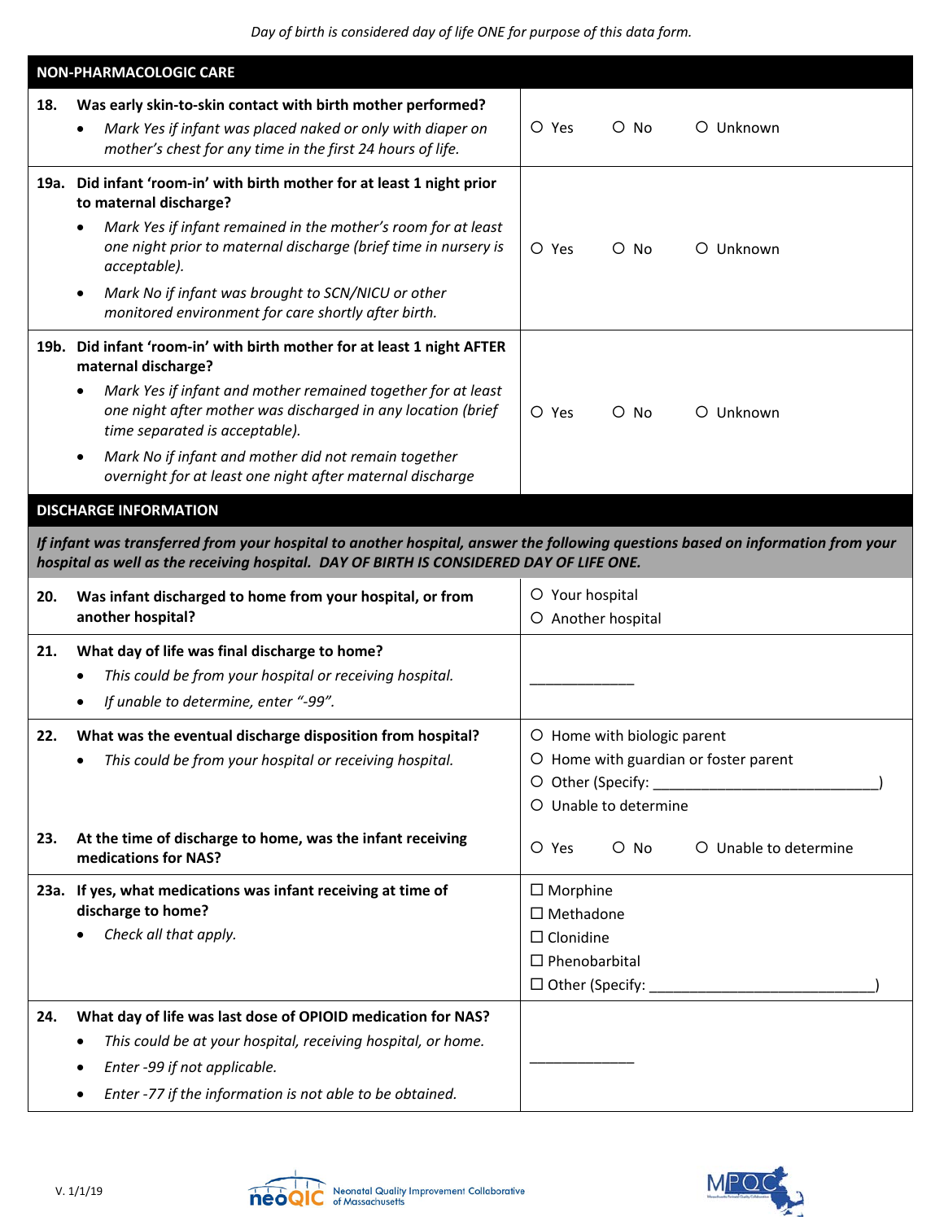*Day of birth is considered day of life ONE for purpose of this data form.*

| **NON-PHARMACOLOGIC CARE** | |
|---|---|
| **18. Was early skin-to-skin contact with birth mother performed?**<br>• *Mark Yes if infant was placed naked or only with diaper on mother's chest for any time in the first 24 hours of life.* | ○ Yes ○ No ○ Unknown |
| **19a. Did infant 'room-in' with birth mother for at least 1 night prior to maternal discharge?**<br>• *Mark Yes if infant remained in the mother's room for at least one night prior to maternal discharge (brief time in nursery is acceptable).*<br>• *Mark No if infant was brought to SCN/NICU or other monitored environment for care shortly after birth.* | ○ Yes ○ No ○ Unknown |
| **19b. Did infant 'room-in' with birth mother for at least 1 night AFTER maternal discharge?**<br>• *Mark Yes if infant and mother remained together for at least one night after mother was discharged in any location (brief time separated is acceptable).*<br>• *Mark No if infant and mother did not remain together overnight for at least one night after maternal discharge* | ○ Yes ○ No ○ Unknown |

| **DISCHARGE INFORMATION** | |
|---|---|
| ***If infant was transferred from your hospital to another hospital, answer the following questions based on information from your hospital as well as the receiving hospital. DAY OF BIRTH IS CONSIDERED DAY OF LIFE ONE.*** | |
| **20. Was infant discharged to home from your hospital, or from another hospital?** | ○ Your hospital<br>○ Another hospital |
| **21. What day of life was final discharge to home?**<br>• *This could be from your hospital or receiving hospital.*<br>• *If unable to determine, enter "-99".* | ____________ |
| **22. What was the eventual discharge disposition from hospital?**<br>• *This could be from your hospital or receiving hospital.* | ○ Home with biologic parent<br>○ Home with guardian or foster parent<br>○ Other (Specify: ____________________________)<br>○ Unable to determine |
| **23. At the time of discharge to home, was the infant receiving medications for NAS?** | ○ Yes ○ No ○ Unable to determine |
| **23a. If yes, what medications was infant receiving at time of discharge to home?**<br>• *Check all that apply.* | ☐ Morphine<br>☐ Methadone<br>☐ Clonidine<br>☐ Phenobarbital<br>☐ Other (Specify: ____________________________) |
| **24. What day of life was last dose of OPIOID medication for NAS?**<br>• *This could be at your hospital, receiving hospital, or home.*<br>• *Enter -99 if not applicable.*<br>• *Enter -77 if the information is not able to be obtained.* | ____________ |

V. 1/1/19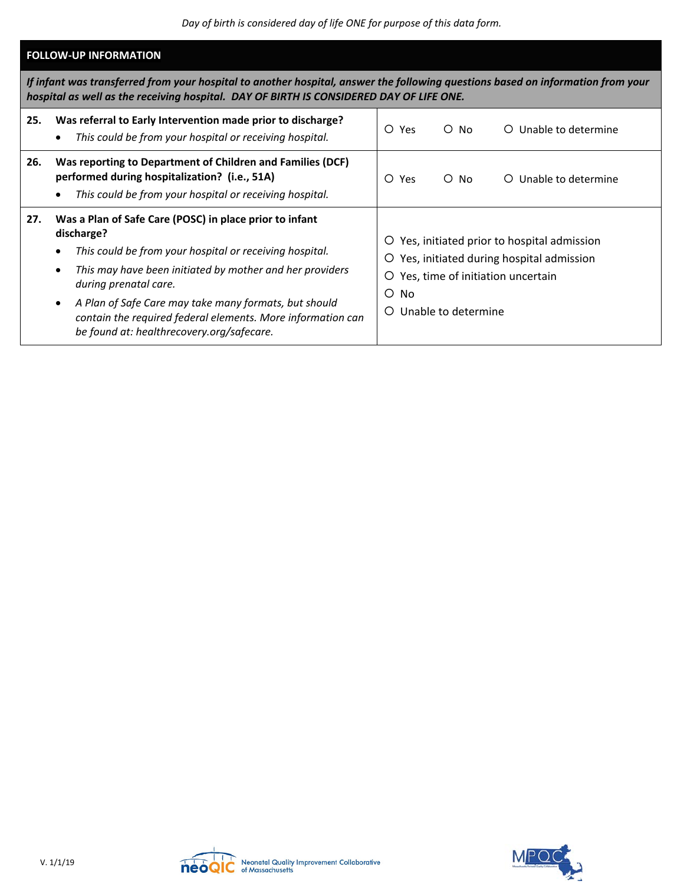*Day of birth is considered day of life ONE for purpose of this data form.*

| FOLLOW-UP INFORMATION | |
|---|---|
| ***If infant was transferred from your hospital to another hospital, answer the following questions based on information from your hospital as well as the receiving hospital. DAY OF BIRTH IS CONSIDERED DAY OF LIFE ONE.*** | |
| **25. Was referral to Early Intervention made prior to discharge?**<br>• *This could be from your hospital or receiving hospital.* | O Yes O No O Unable to determine |
| **26. Was reporting to Department of Children and Families (DCF) performed during hospitalization? (i.e., 51A)**<br>• *This could be from your hospital or receiving hospital.* | O Yes O No O Unable to determine |
| **27. Was a Plan of Safe Care (POSC) in place prior to infant discharge?**<br>• *This could be from your hospital or receiving hospital.*<br>• *This may have been initiated by mother and her providers during prenatal care.*<br>• *A Plan of Safe Care may take many formats, but should contain the required federal elements. More information can be found at: healthrecovery.org/safecare.* | O Yes, initiated prior to hospital admission<br>O Yes, initiated during hospital admission<br>O Yes, time of initiation uncertain<br>O No<br>O Unable to determine |

V. 1/1/19

neoQIC Neonatal Quality Improvement Collaborative of Massachusetts

MPQC